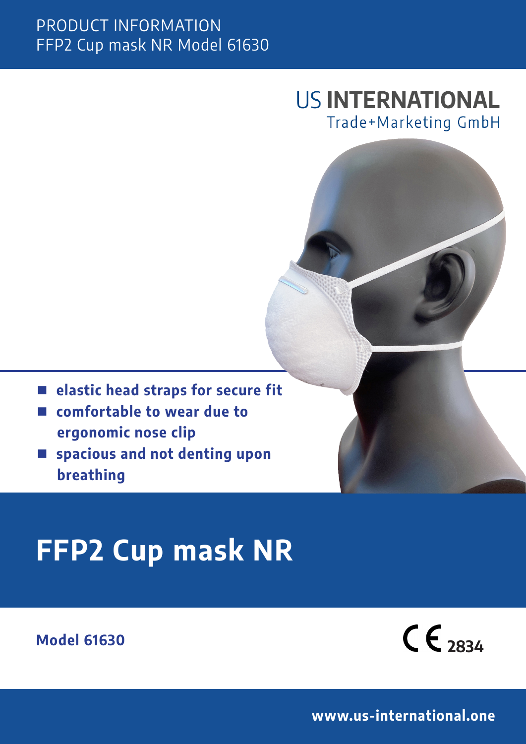PRODUCT INFORMATION
FFP2 Cup mask NR Model 61630

US INTERNATIONAL
Trade+Marketing GmbH

- **elastic head straps for secure fit**
- **comfortable to wear due to ergonomic nose clip**
- **spacious and not denting upon breathing**

# FFP2 Cup mask NR

**Model 61630**

CE 2834

**www.us-international.one**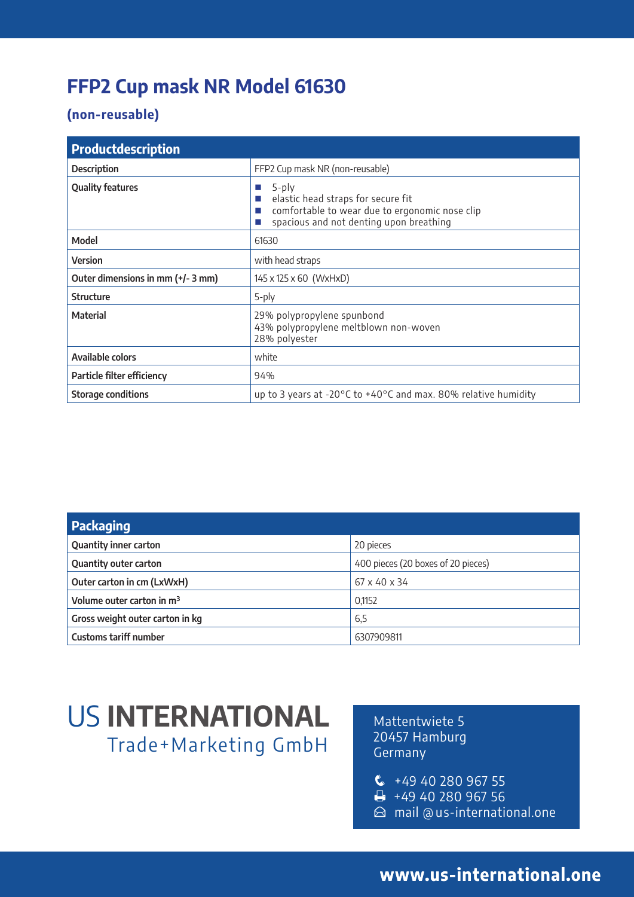# FFP2 Cup mask NR Model 61630

### (non-reusable)

| Productdescription | |
|---|---|
| **Description** | FFP2 Cup mask NR (non-reusable) |
| **Quality features** | ■ 5-ply<br>■ elastic head straps for secure fit<br>■ comfortable to wear due to ergonomic nose clip<br>■ spacious and not denting upon breathing |
| **Model** | 61630 |
| **Version** | with head straps |
| **Outer dimensions in mm (+/- 3 mm)** | 145 x 125 x 60 (WxHxD) |
| **Structure** | 5-ply |
| **Material** | 29% polypropylene spunbond<br>43% polypropylene meltblown non-woven<br>28% polyester |
| **Available colors** | white |
| **Particle filter efficiency** | 94% |
| **Storage conditions** | up to 3 years at -20°C to +40°C and max. 80% relative humidity |

| Packaging | |
|---|---|
| **Quantity inner carton** | 20 pieces |
| **Quantity outer carton** | 400 pieces (20 boxes of 20 pieces) |
| **Outer carton in cm (LxWxH)** | 67 x 40 x 34 |
| **Volume outer carton in m³** | 0,1152 |
| **Gross weight outer carton in kg** | 6,5 |
| **Customs tariff number** | 6307909811 |

US **INTERNATIONAL**
Trade+Marketing GmbH

Mattentwiete 5
20457 Hamburg
Germany

+49 40 280 967 55
+49 40 280 967 56
mail @us-international.one

**www.us-international.one**